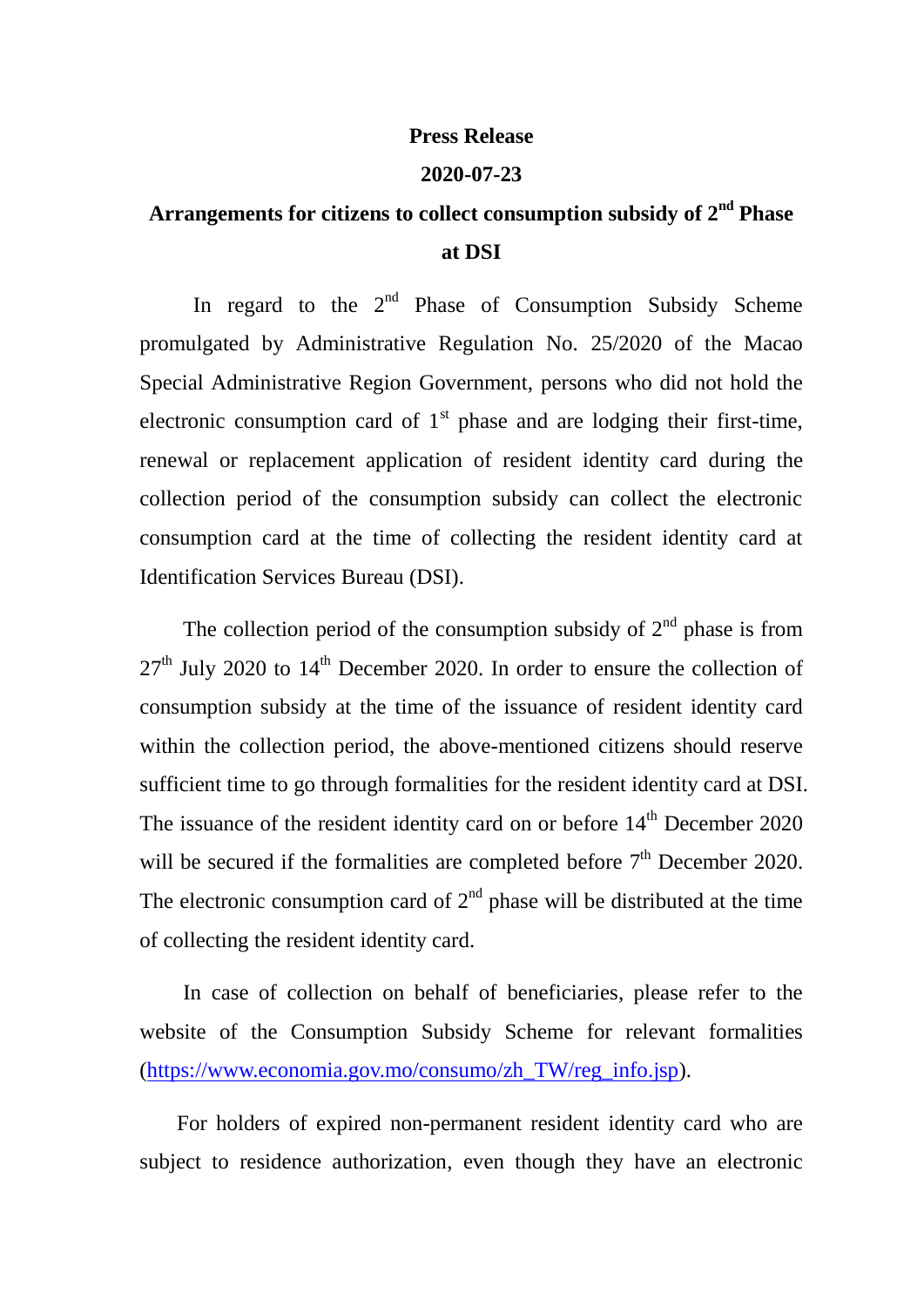**Press Release**

**2020-07-23**

# Arrangements for citizens to collect consumption subsidy of 2nd Phase at DSI

In regard to the 2nd Phase of Consumption Subsidy Scheme promulgated by Administrative Regulation No. 25/2020 of the Macao Special Administrative Region Government, persons who did not hold the electronic consumption card of 1st phase and are lodging their first-time, renewal or replacement application of resident identity card during the collection period of the consumption subsidy can collect the electronic consumption card at the time of collecting the resident identity card at Identification Services Bureau (DSI).

The collection period of the consumption subsidy of 2nd phase is from 27th July 2020 to 14th December 2020. In order to ensure the collection of consumption subsidy at the time of the issuance of resident identity card within the collection period, the above-mentioned citizens should reserve sufficient time to go through formalities for the resident identity card at DSI. The issuance of the resident identity card on or before 14th December 2020 will be secured if the formalities are completed before 7th December 2020. The electronic consumption card of 2nd phase will be distributed at the time of collecting the resident identity card.

In case of collection on behalf of beneficiaries, please refer to the website of the Consumption Subsidy Scheme for relevant formalities (https://www.economia.gov.mo/consumo/zh_TW/reg_info.jsp).

For holders of expired non-permanent resident identity card who are subject to residence authorization, even though they have an electronic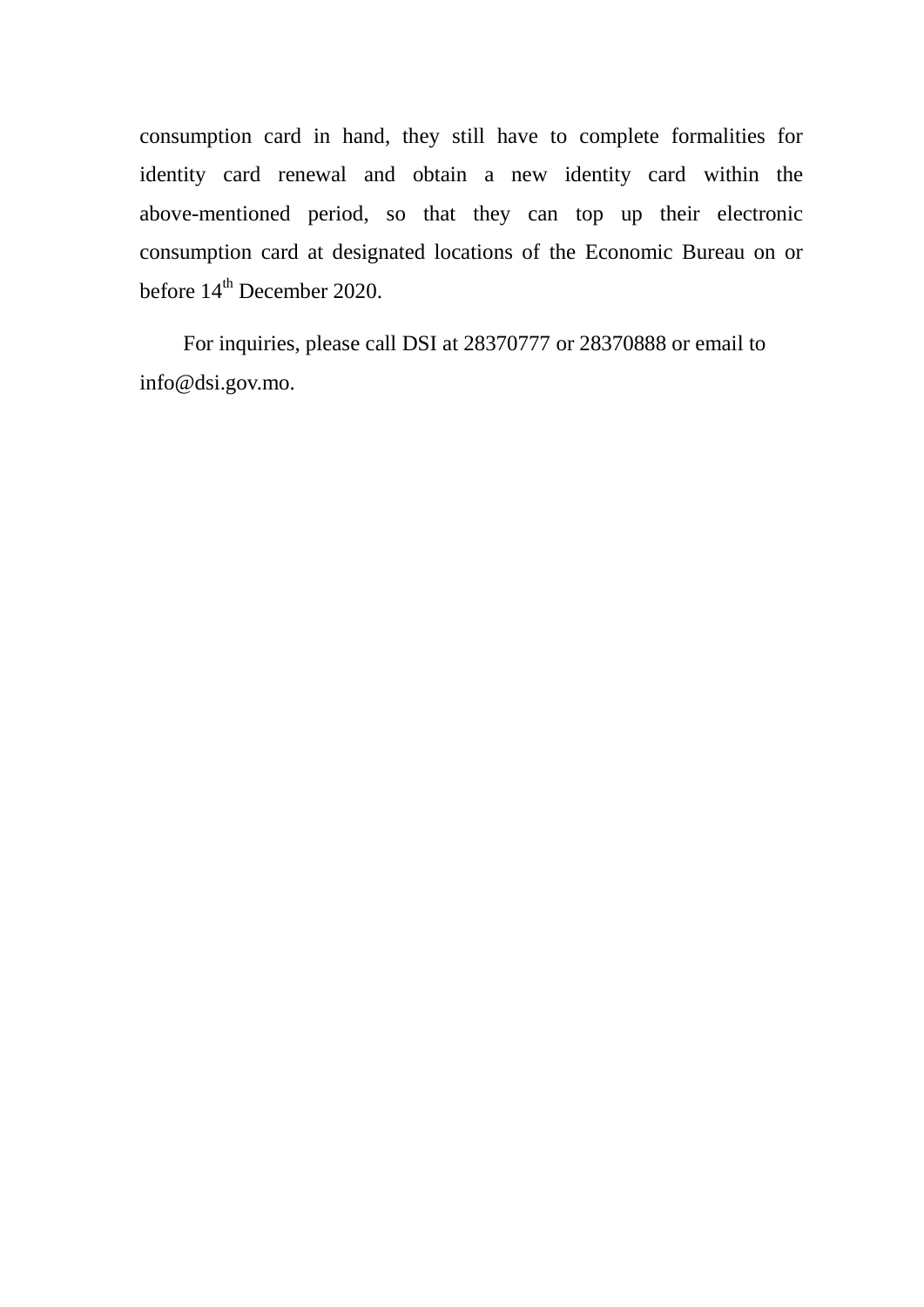consumption card in hand, they still have to complete formalities for identity card renewal and obtain a new identity card within the above-mentioned period, so that they can top up their electronic consumption card at designated locations of the Economic Bureau on or before 14th December 2020.

For inquiries, please call DSI at 28370777 or 28370888 or email to info@dsi.gov.mo.